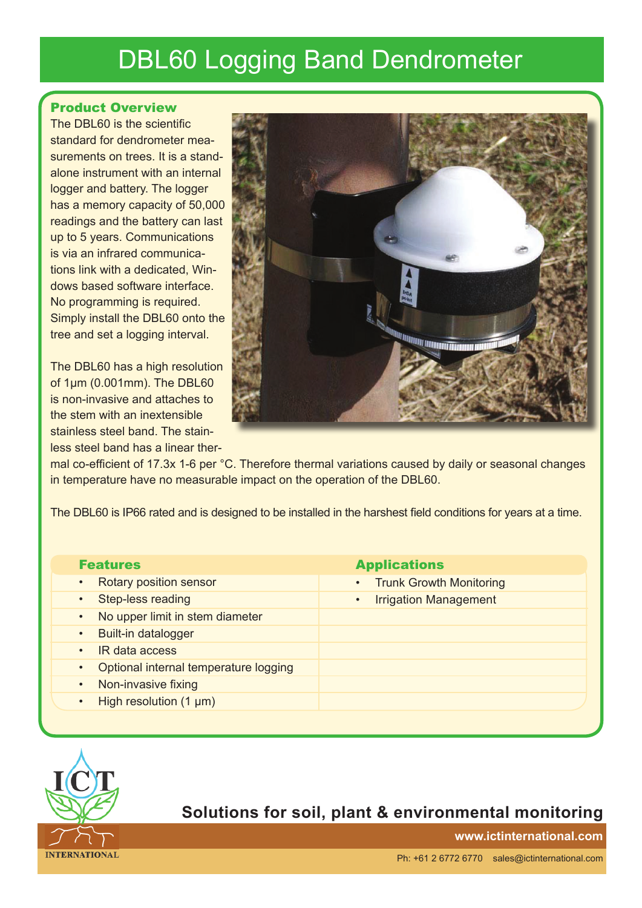# DBL60 Logging Band Dendrometer

## Product Overview

The DBL60 is the scientific standard for dendrometer measurements on trees. It is a stand-alone instrument with an internal logger and battery. The logger has a memory capacity of 50,000 readings and the battery can last up to 5 years. Communications is via an infrared communications link with a dedicated, Windows based software interface. No programming is required. Simply install the DBL60 onto the tree and set a logging interval.

The DBL60 has a high resolution of 1µm (0.001mm). The DBL60 is non-invasive and attaches to the stem with an inextensible stainless steel band. The stainless steel band has a linear thermal co-efficient of 17.3x 1-6 per °C. Therefore thermal variations caused by daily or seasonal changes in temperature have no measurable impact on the operation of the DBL60.

The DBL60 is IP66 rated and is designed to be installed in the harshest field conditions for years at a time.

| Features | Applications |
|---|---|
| • Rotary position sensor | • Trunk Growth Monitoring |
| • Step-less reading | • Irrigation Management |
| • No upper limit in stem diameter | |
| • Built-in datalogger | |
| • IR data access | |
| • Optional internal temperature logging | |
| • Non-invasive fixing | |
| • High resolution (1 µm) | |

ICT INTERNATIONAL

**Solutions for soil, plant & environmental monitoring**

**www.ictinternational.com**

Ph: +61 2 6772 6770 sales@ictinternational.com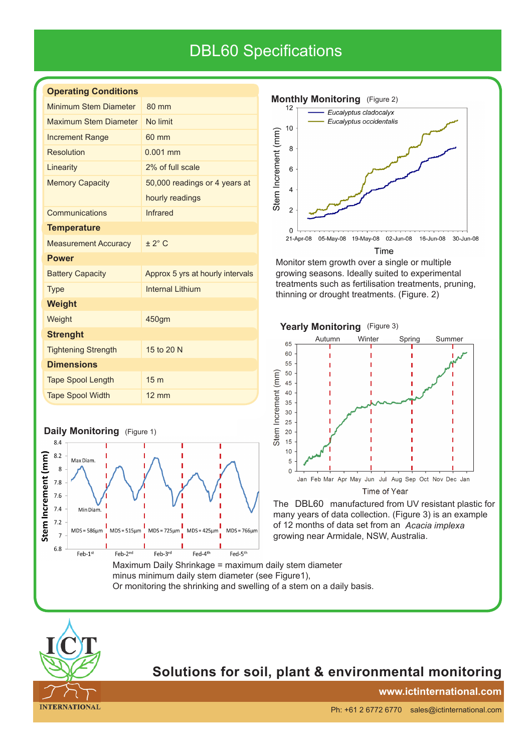# DBL60 Specifications

| | |
|---|---|
| **Operating Conditions** | |
| Minimum Stem Diameter | 80 mm |
| Maximum Stem Diameter | No limit |
| Increment Range | 60 mm |
| Resolution | 0.001 mm |
| Linearity | 2% of full scale |
| Memory Capacity | 50,000 readings or 4 years at hourly readings |
| Communications | Infrared |
| **Temperature** | |
| Measurement Accuracy | ± 2° C |
| **Power** | |
| Battery Capacity | Approx 5 yrs at hourly intervals |
| Type | Internal Lithium |
| **Weight** | |
| Weight | 450gm |
| **Strenght** | |
| Tightening Strength | 15 to 20 N |
| **Dimensions** | |
| Tape Spool Length | 15 m |
| Tape Spool Width | 12 mm |

## Daily Monitoring (Figure 1)

Stem Increment (mm)
8.4
8.2
8
7.8
7.6
7.4
7.2
7
6.8
Max Diam.
Min Diam.
MDS = 586μm
MDS = 515μm
MDS = 725μm
MDS = 425μm
MDS = 766μm
Feb-1st
Feb-2nd
Feb-3rd
Fed-4th
Fed-5th

Maximum Daily Shrinkage = maximum daily stem diameter minus minimum daily stem diameter (see Figure1),
Or monitoring the shrinking and swelling of a stem on a daily basis.

## Monthly Monitoring (Figure 2)

Stem Increment (mm)
12
10
8
6
4
2
0
*Eucalyptus cladocalyx*
*Eucalyptus occidentalis*
21-Apr-08
05-May-08
19-May-08
02-Jun-08
16-Jun-08
30-Jun-08
Time

Monitor stem growth over a single or multiple growing seasons. Ideally suited to experimental treatments such as fertilisation treatments, pruning, thinning or drought treatments. (Figure. 2)

## Yearly Monitoring (Figure 3)

Autumn
Winter
Spring
Summer
Stem Increment (mm)
65
60
55
50
45
40
35
30
25
20
15
10
5
0
Jan Feb Mar Apr May Jun Jul Aug Sep Oct Nov Dec Jan
Time of Year

The DBL60 manufactured from UV resistant plastic for many years of data collection. (Figure 3) is an example of 12 months of data set from an *Acacia implexa* growing near Armidale, NSW, Australia.

ICT INTERNATIONAL

**Solutions for soil, plant & environmental monitoring**

**www.ictinternational.com**

Ph: +61 2 6772 6770 sales@ictinternational.com